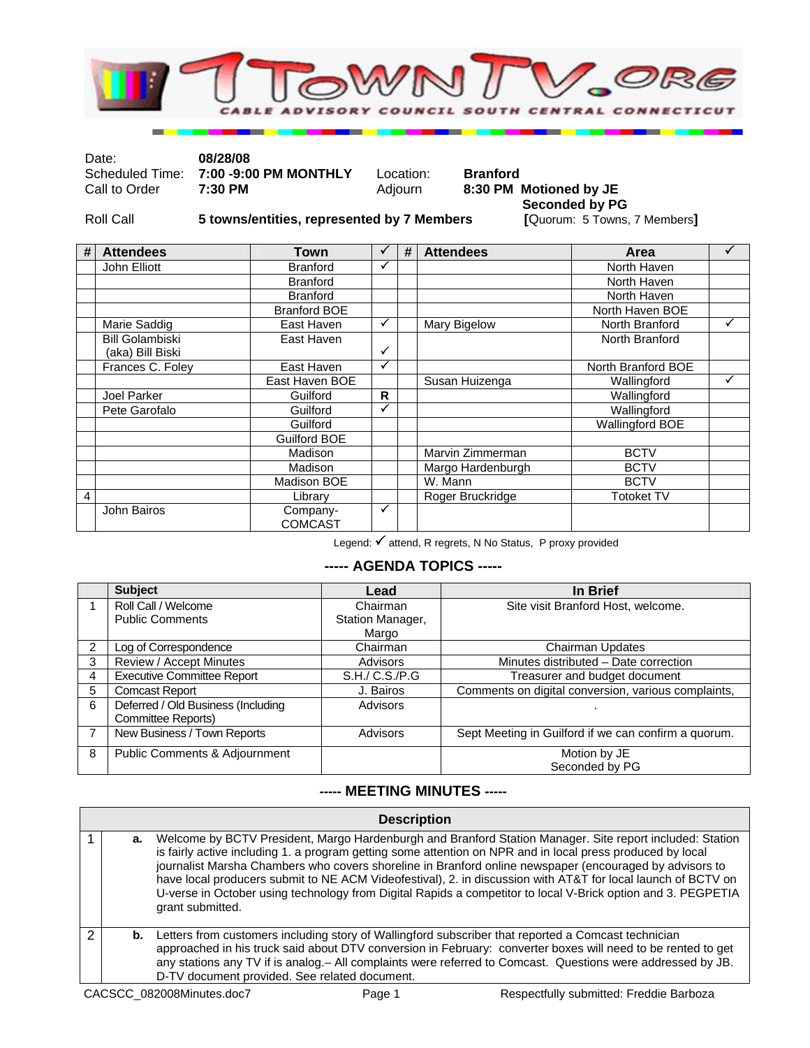# 1TownTV.org

CABLE ADVISORY COUNCIL SOUTH CENTRAL CONNECTICUT

| | | | |
|---|---|---|---|
| Date: | **08/28/08** | | |
| Scheduled Time: | **7:00 -9:00 PM MONTHLY** | Location: | **Branford** |
| Call to Order | **7:30 PM** | Adjourn | **8:30 PM Motioned by JE Seconded by PG** |
| Roll Call | **5 towns/entities, represented by 7 Members** | | **[**Quorum: 5 Towns, 7 Members**]** |

| # | Attendees | Town | ✓ | # | Attendees | Area | ✓ |
|---|---|---|---|---|---|---|---|
| | John Elliott | Branford | ✓ | | | North Haven | |
| | | Branford | | | | North Haven | |
| | | Branford | | | | North Haven | |
| | | Branford BOE | | | | North Haven BOE | |
| | Marie Saddig | East Haven | ✓ | | Mary Bigelow | North Branford | ✓ |
| | Bill Golambiski (aka) Bill Biski | East Haven | ✓ | | | North Branford | |
| | Frances C. Foley | East Haven | ✓ | | | North Branford BOE | |
| | | East Haven BOE | | | Susan Huizenga | Wallingford | ✓ |
| | Joel Parker | Guilford | R | | | Wallingford | |
| | Pete Garofalo | Guilford | ✓ | | | Wallingford | |
| | | Guilford | | | | Wallingford BOE | |
| | | Guilford BOE | | | | | |
| | | Madison | | | Marvin Zimmerman | BCTV | |
| | | Madison | | | Margo Hardenburgh | BCTV | |
| | | Madison BOE | | | W. Mann | BCTV | |
| 4 | | Library | | | Roger Bruckridge | Totoket TV | |
| | John Bairos | Company- COMCAST | ✓ | | | | |

Legend: ✓ attend, R regrets, N No Status, P proxy provided

## ----- AGENDA TOPICS -----

| | Subject | Lead | In Brief |
|---|---|---|---|
| 1 | Roll Call / Welcome<br>Public Comments | Chairman<br>Station Manager, Margo | Site visit Branford Host, welcome. |
| 2 | Log of Correspondence | Chairman | Chairman Updates |
| 3 | Review / Accept Minutes | Advisors | Minutes distributed – Date correction |
| 4 | Executive Committee Report | S.H./ C.S./P.G | Treasurer and budget document |
| 5 | Comcast Report | J. Bairos | Comments on digital conversion, various complaints, |
| 6 | Deferred / Old Business (Including Committee Reports) | Advisors | . |
| 7 | New Business / Town Reports | Advisors | Sept Meeting in Guilford if we can confirm a quorum. |
| 8 | Public Comments & Adjournment | | Motion by JE<br>Seconded by PG |

## ----- MEETING MINUTES -----

| | | Description |
|---|---|---|
| 1 | **a.** | Welcome by BCTV President, Margo Hardenburgh and Branford Station Manager. Site report included: Station is fairly active including 1. a program getting some attention on NPR and in local press produced by local journalist Marsha Chambers who covers shoreline in Branford online newspaper (encouraged by advisors to have local producers submit to NE ACM Videofestival), 2. in discussion with AT&T for local launch of BCTV on U-verse in October using technology from Digital Rapids a competitor to local V-Brick option and 3. PEGPETIA grant submitted. |
| 2 | **b.** | Letters from customers including story of Wallingford subscriber that reported a Comcast technician approached in his truck said about DTV conversion in February: converter boxes will need to be rented to get any stations any TV if is analog.– All complaints were referred to Comcast. Questions were addressed by JB. D-TV document provided. See related document. |

CACSCC_082008Minutes.doc7 Respectfully submitted: Freddie Barboza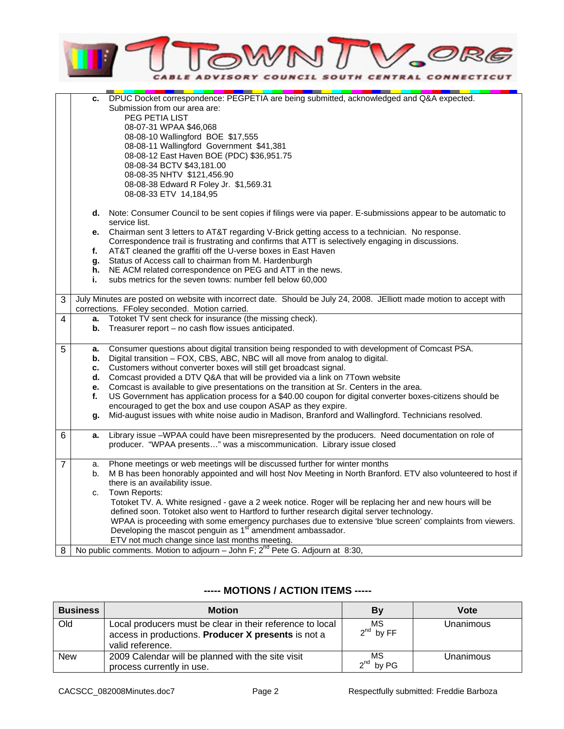# 7TownTV.org

CABLE ADVISORY COUNCIL SOUTH CENTRAL CONNECTICUT

| | |
|---|---|
| | **c.** DPUC Docket correspondence: PEGPETIA are being submitted, acknowledged and Q&A expected. Submission from our area are: PEG PETIA LIST<br>08-07-31 WPAA $46,068<br>08-08-10 Wallingford BOE $17,555<br>08-08-11 Wallingford Government $41,381<br>08-08-12 East Haven BOE (PDC) $36,951.75<br>08-08-34 BCTV $43,181.00<br>08-08-35 NHTV $121,456.90<br>08-08-38 Edward R Foley Jr. $1,569.31<br>08-08-33 ETV 14,184,95<br><br>**d.** Note: Consumer Council to be sent copies if filings were via paper. E-submissions appear to be automatic to service list.<br>**e.** Chairman sent 3 letters to AT&T regarding V-Brick getting access to a technician. No response. Correspondence trail is frustrating and confirms that ATT is selectively engaging in discussions.<br>**f.** AT&T cleaned the graffiti off the U-verse boxes in East Haven<br>**g.** Status of Access call to chairman from M. Hardenburgh<br>**h.** NE ACM related correspondence on PEG and ATT in the news.<br>**i.** subs metrics for the seven towns: number fell below 60,000 |
| 3 | July Minutes are posted on website with incorrect date. Should be July 24, 2008. JElliott made motion to accept with corrections. FFoley seconded. Motion carried. |
| 4 | **a.** Totoket TV sent check for insurance (the missing check).<br>**b.** Treasurer report – no cash flow issues anticipated. |
| 5 | **a.** Consumer questions about digital transition being responded to with development of Comcast PSA.<br>**b.** Digital transition – FOX, CBS, ABC, NBC will all move from analog to digital.<br>**c.** Customers without converter boxes will still get broadcast signal.<br>**d.** Comcast provided a DTV Q&A that will be provided via a link on 7Town website<br>**e.** Comcast is available to give presentations on the transition at Sr. Centers in the area.<br>**f.** US Government has application process for a $40.00 coupon for digital converter boxes-citizens should be encouraged to get the box and use coupon ASAP as they expire.<br>**g.** Mid-august issues with white noise audio in Madison, Branford and Wallingford. Technicians resolved. |
| 6 | **a.** Library issue –WPAA could have been misrepresented by the producers. Need documentation on role of producer. "WPAA presents…" was a miscommunication. Library issue closed |
| 7 | a. Phone meetings or web meetings will be discussed further for winter months<br>b. M B has been honorably appointed and will host Nov Meeting in North Branford. ETV also volunteered to host if there is an availability issue.<br>c. Town Reports:<br>Totoket TV. A. White resigned - gave a 2 week notice. Roger will be replacing her and new hours will be defined soon. Totoket also went to Hartford to further research digital server technology.<br>WPAA is proceeding with some emergency purchases due to extensive 'blue screen' complaints from viewers. Developing the mascot penguin as 1st amendment ambassador.<br>ETV not much change since last months meeting. |
| 8 | No public comments. Motion to adjourn – John F; 2nd Pete G. Adjourn at 8:30, |

## ----- MOTIONS / ACTION ITEMS -----

| Business | Motion | By | Vote |
|---|---|---|---|
| Old | Local producers must be clear in their reference to local access in productions. **Producer X presents** is not a valid reference. | MS<br>2nd by FF | Unanimous |
| New | 2009 Calendar will be planned with the site visit process currently in use. | MS<br>2nd by PG | Unanimous |

CACSCC_082008Minutes.doc7 Respectfully submitted: Freddie Barboza